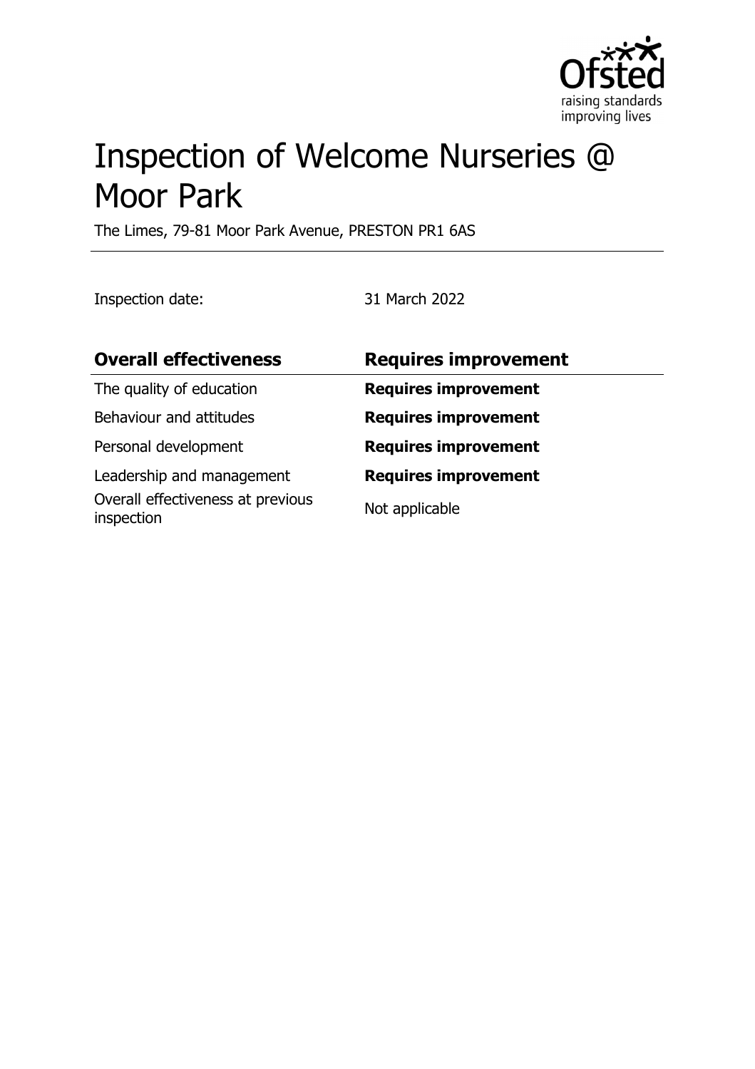# Inspection of Welcome Nurseries @ Moor Park

The Limes, 79-81 Moor Park Avenue, PRESTON PR1 6AS

Inspection date: 31 March 2022

| **Overall effectiveness** | **Requires improvement** |
| --- | --- |
| The quality of education | **Requires improvement** |
| Behaviour and attitudes | **Requires improvement** |
| Personal development | **Requires improvement** |
| Leadership and management | **Requires improvement** |
| Overall effectiveness at previous inspection | Not applicable |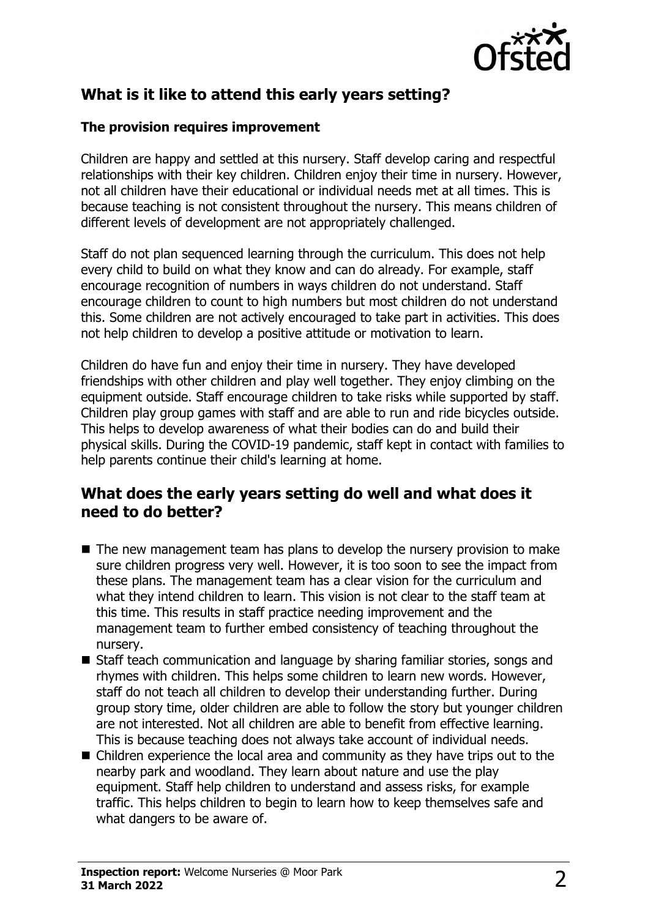## What is it like to attend this early years setting?

### The provision requires improvement

Children are happy and settled at this nursery. Staff develop caring and respectful relationships with their key children. Children enjoy their time in nursery. However, not all children have their educational or individual needs met at all times. This is because teaching is not consistent throughout the nursery. This means children of different levels of development are not appropriately challenged.

Staff do not plan sequenced learning through the curriculum. This does not help every child to build on what they know and can do already. For example, staff encourage recognition of numbers in ways children do not understand. Staff encourage children to count to high numbers but most children do not understand this. Some children are not actively encouraged to take part in activities. This does not help children to develop a positive attitude or motivation to learn.

Children do have fun and enjoy their time in nursery. They have developed friendships with other children and play well together. They enjoy climbing on the equipment outside. Staff encourage children to take risks while supported by staff. Children play group games with staff and are able to run and ride bicycles outside. This helps to develop awareness of what their bodies can do and build their physical skills. During the COVID-19 pandemic, staff kept in contact with families to help parents continue their child's learning at home.

## What does the early years setting do well and what does it need to do better?

- The new management team has plans to develop the nursery provision to make sure children progress very well. However, it is too soon to see the impact from these plans. The management team has a clear vision for the curriculum and what they intend children to learn. This vision is not clear to the staff team at this time. This results in staff practice needing improvement and the management team to further embed consistency of teaching throughout the nursery.
- Staff teach communication and language by sharing familiar stories, songs and rhymes with children. This helps some children to learn new words. However, staff do not teach all children to develop their understanding further. During group story time, older children are able to follow the story but younger children are not interested. Not all children are able to benefit from effective learning. This is because teaching does not always take account of individual needs.
- Children experience the local area and community as they have trips out to the nearby park and woodland. They learn about nature and use the play equipment. Staff help children to understand and assess risks, for example traffic. This helps children to begin to learn how to keep themselves safe and what dangers to be aware of.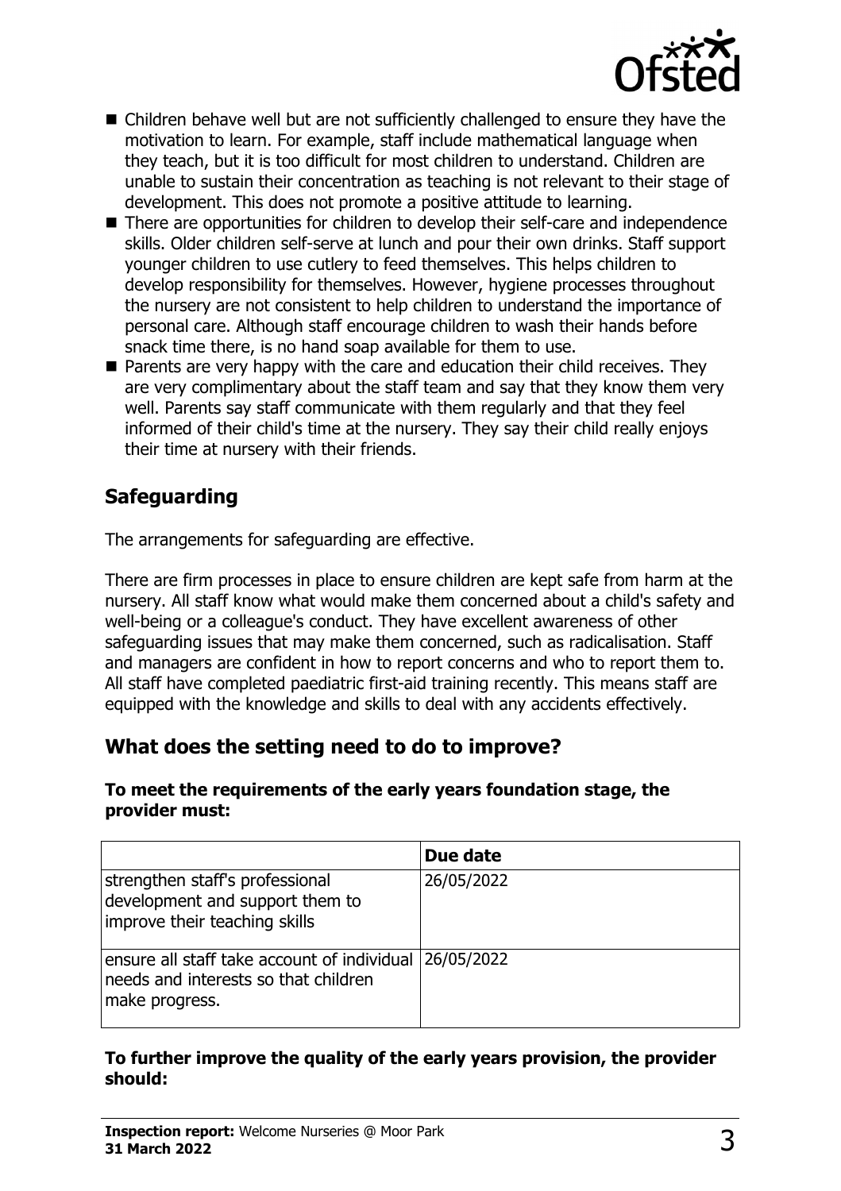- Children behave well but are not sufficiently challenged to ensure they have the motivation to learn. For example, staff include mathematical language when they teach, but it is too difficult for most children to understand. Children are unable to sustain their concentration as teaching is not relevant to their stage of development. This does not promote a positive attitude to learning.
- There are opportunities for children to develop their self-care and independence skills. Older children self-serve at lunch and pour their own drinks. Staff support younger children to use cutlery to feed themselves. This helps children to develop responsibility for themselves. However, hygiene processes throughout the nursery are not consistent to help children to understand the importance of personal care. Although staff encourage children to wash their hands before snack time there, is no hand soap available for them to use.
- Parents are very happy with the care and education their child receives. They are very complimentary about the staff team and say that they know them very well. Parents say staff communicate with them regularly and that they feel informed of their child's time at the nursery. They say their child really enjoys their time at nursery with their friends.

## Safeguarding

The arrangements for safeguarding are effective.

There are firm processes in place to ensure children are kept safe from harm at the nursery. All staff know what would make them concerned about a child's safety and well-being or a colleague's conduct. They have excellent awareness of other safeguarding issues that may make them concerned, such as radicalisation. Staff and managers are confident in how to report concerns and who to report them to. All staff have completed paediatric first-aid training recently. This means staff are equipped with the knowledge and skills to deal with any accidents effectively.

## What does the setting need to do to improve?

**To meet the requirements of the early years foundation stage, the provider must:**

| | Due date |
|---|---|
| strengthen staff's professional development and support them to improve their teaching skills | 26/05/2022 |
| ensure all staff take account of individual needs and interests so that children make progress. | 26/05/2022 |

**To further improve the quality of the early years provision, the provider should:**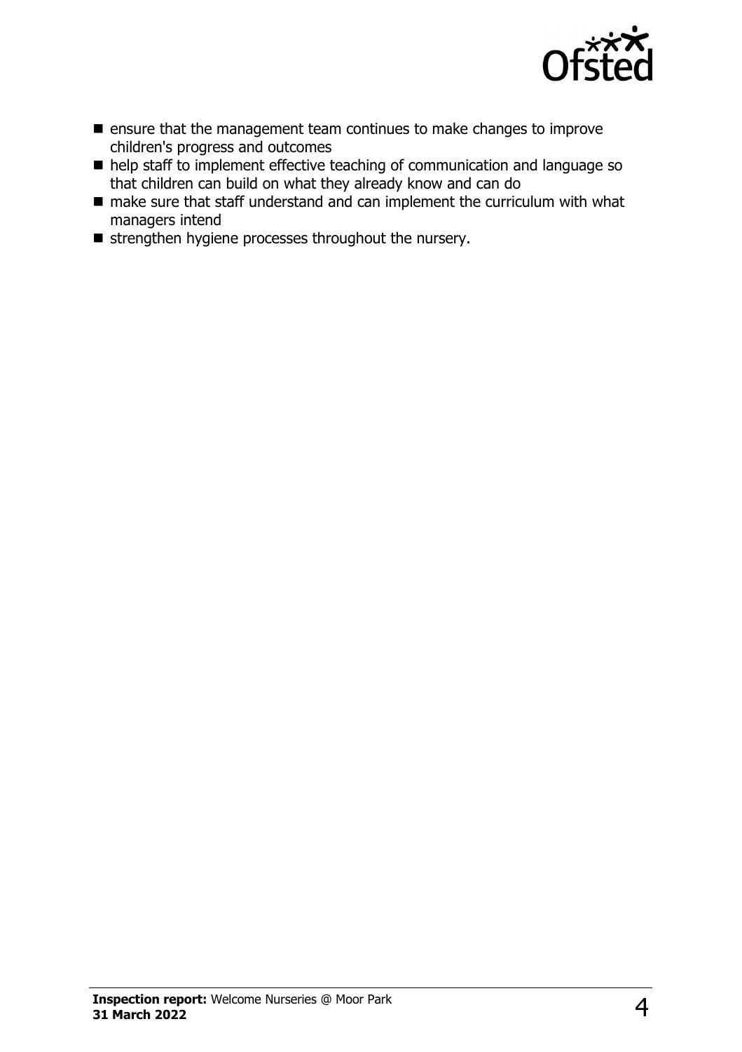- ensure that the management team continues to make changes to improve children's progress and outcomes
- help staff to implement effective teaching of communication and language so that children can build on what they already know and can do
- make sure that staff understand and can implement the curriculum with what managers intend
- strengthen hygiene processes throughout the nursery.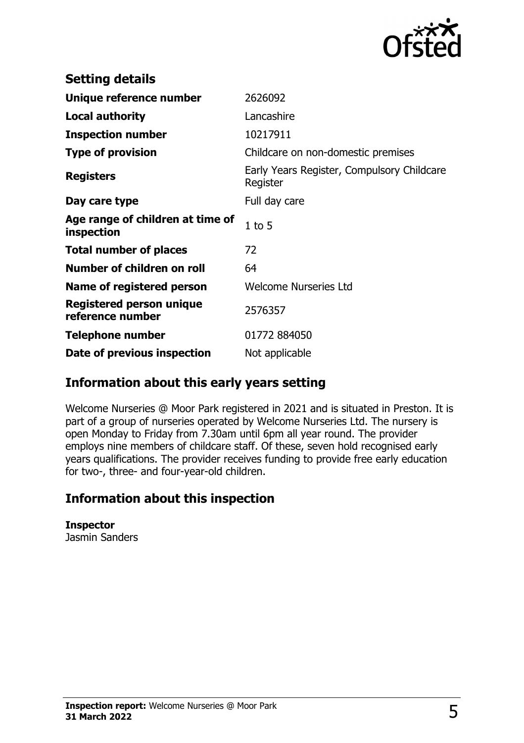## Setting details

| | |
|---|---|
| **Unique reference number** | 2626092 |
| **Local authority** | Lancashire |
| **Inspection number** | 10217911 |
| **Type of provision** | Childcare on non-domestic premises |
| **Registers** | Early Years Register, Compulsory Childcare Register |
| **Day care type** | Full day care |
| **Age range of children at time of inspection** | 1 to 5 |
| **Total number of places** | 72 |
| **Number of children on roll** | 64 |
| **Name of registered person** | Welcome Nurseries Ltd |
| **Registered person unique reference number** | 2576357 |
| **Telephone number** | 01772 884050 |
| **Date of previous inspection** | Not applicable |

## Information about this early years setting

Welcome Nurseries @ Moor Park registered in 2021 and is situated in Preston. It is part of a group of nurseries operated by Welcome Nurseries Ltd. The nursery is open Monday to Friday from 7.30am until 6pm all year round. The provider employs nine members of childcare staff. Of these, seven hold recognised early years qualifications. The provider receives funding to provide free early education for two-, three- and four-year-old children.

## Information about this inspection

**Inspector**
Jasmin Sanders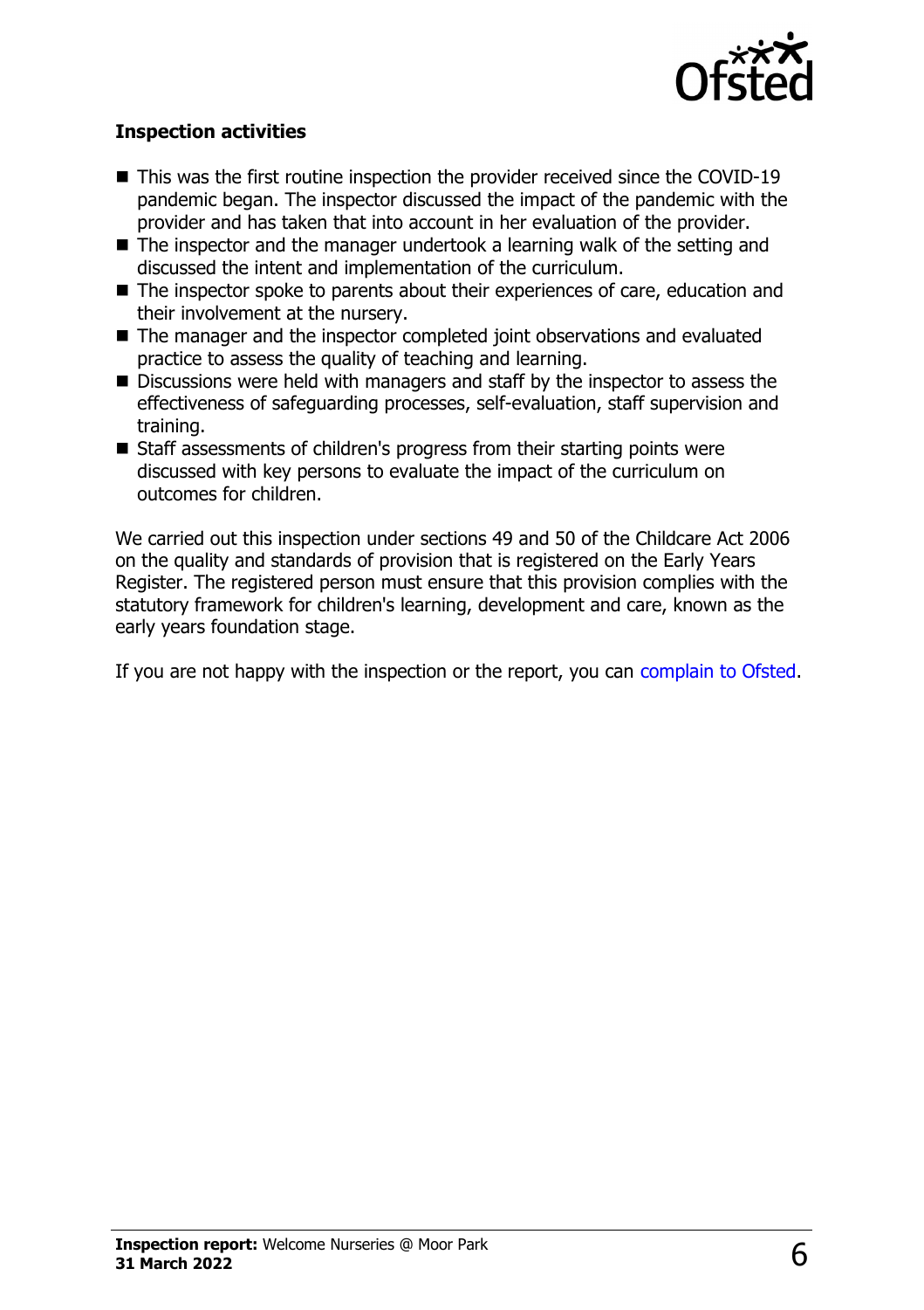**Inspection activities**

- This was the first routine inspection the provider received since the COVID-19 pandemic began. The inspector discussed the impact of the pandemic with the provider and has taken that into account in her evaluation of the provider.
- The inspector and the manager undertook a learning walk of the setting and discussed the intent and implementation of the curriculum.
- The inspector spoke to parents about their experiences of care, education and their involvement at the nursery.
- The manager and the inspector completed joint observations and evaluated practice to assess the quality of teaching and learning.
- Discussions were held with managers and staff by the inspector to assess the effectiveness of safeguarding processes, self-evaluation, staff supervision and training.
- Staff assessments of children's progress from their starting points were discussed with key persons to evaluate the impact of the curriculum on outcomes for children.

We carried out this inspection under sections 49 and 50 of the Childcare Act 2006 on the quality and standards of provision that is registered on the Early Years Register. The registered person must ensure that this provision complies with the statutory framework for children's learning, development and care, known as the early years foundation stage.

If you are not happy with the inspection or the report, you can complain to Ofsted.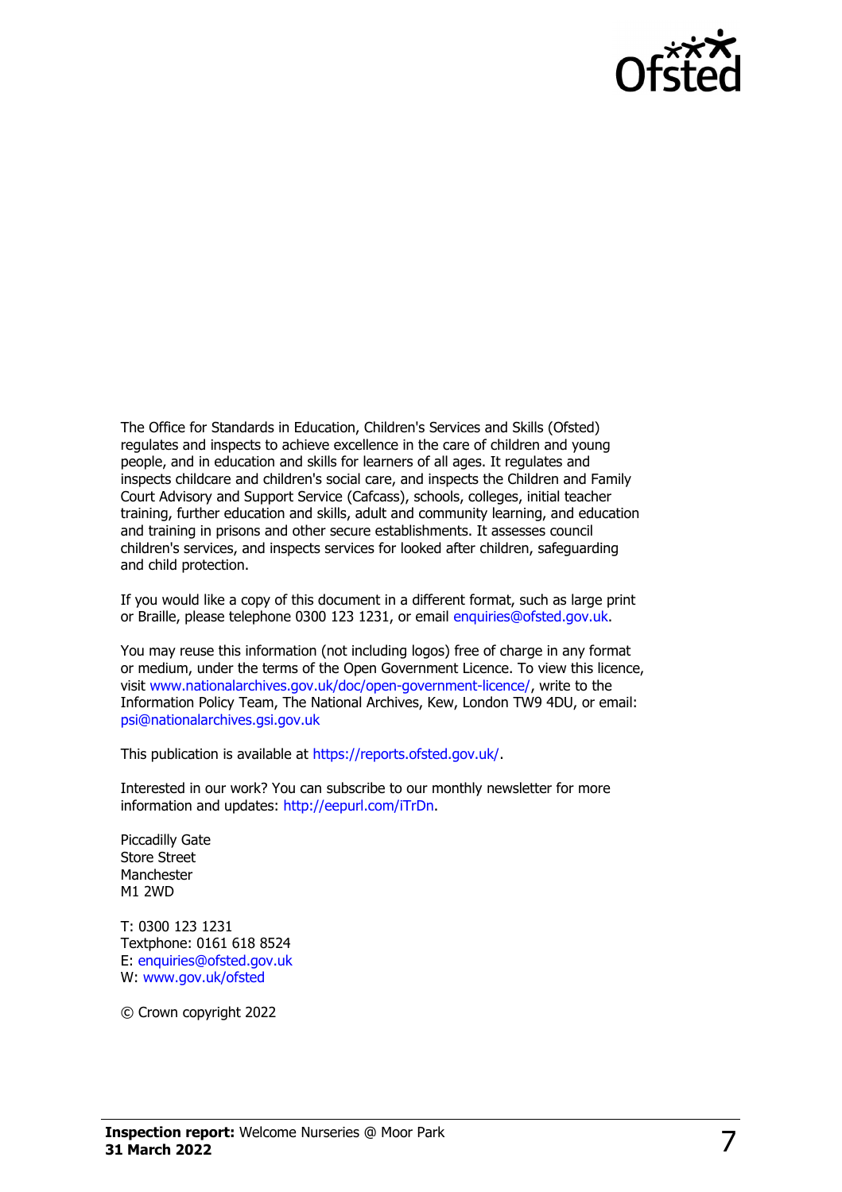The Office for Standards in Education, Children's Services and Skills (Ofsted) regulates and inspects to achieve excellence in the care of children and young people, and in education and skills for learners of all ages. It regulates and inspects childcare and children's social care, and inspects the Children and Family Court Advisory and Support Service (Cafcass), schools, colleges, initial teacher training, further education and skills, adult and community learning, and education and training in prisons and other secure establishments. It assesses council children's services, and inspects services for looked after children, safeguarding and child protection.

If you would like a copy of this document in a different format, such as large print or Braille, please telephone 0300 123 1231, or email enquiries@ofsted.gov.uk.

You may reuse this information (not including logos) free of charge in any format or medium, under the terms of the Open Government Licence. To view this licence, visit www.nationalarchives.gov.uk/doc/open-government-licence/, write to the Information Policy Team, The National Archives, Kew, London TW9 4DU, or email: psi@nationalarchives.gsi.gov.uk

This publication is available at https://reports.ofsted.gov.uk/.

Interested in our work? You can subscribe to our monthly newsletter for more information and updates: http://eepurl.com/iTrDn.

Piccadilly Gate
Store Street
Manchester
M1 2WD

T: 0300 123 1231
Textphone: 0161 618 8524
E: enquiries@ofsted.gov.uk
W: www.gov.uk/ofsted

© Crown copyright 2022